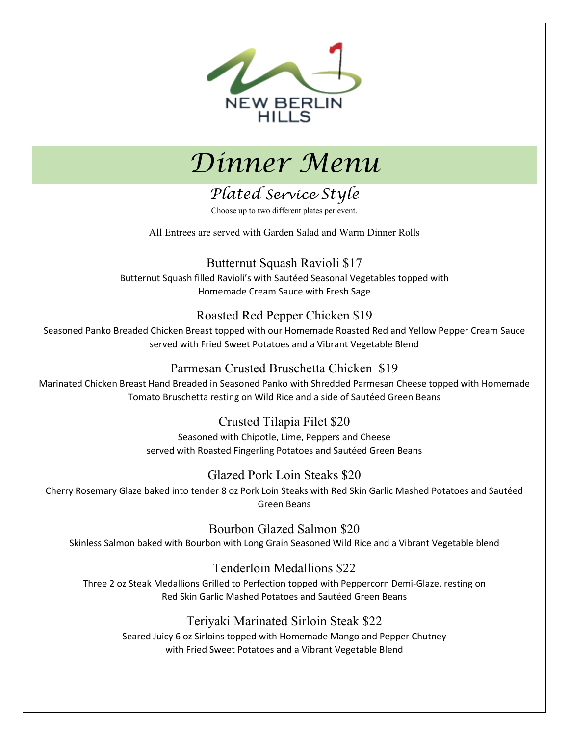NEW BERLIN HILLS

# Dinner Menu

## Plated Service Style

Choose up to two different plates per event.

All Entrees are served with Garden Salad and Warm Dinner Rolls

### Butternut Squash Ravioli $17

Butternut Squash filled Ravioli's with Sautéed Seasonal Vegetables topped with Homemade Cream Sauce with Fresh Sage

### Roasted Red Pepper Chicken $19

Seasoned Panko Breaded Chicken Breast topped with our Homemade Roasted Red and Yellow Pepper Cream Sauce served with Fried Sweet Potatoes and a Vibrant Vegetable Blend

### Parmesan Crusted Bruschetta Chicken $19

Marinated Chicken Breast Hand Breaded in Seasoned Panko with Shredded Parmesan Cheese topped with Homemade Tomato Bruschetta resting on Wild Rice and a side of Sautéed Green Beans

### Crusted Tilapia Filet $20

Seasoned with Chipotle, Lime, Peppers and Cheese served with Roasted Fingerling Potatoes and Sautéed Green Beans

### Glazed Pork Loin Steaks $20

Cherry Rosemary Glaze baked into tender 8 oz Pork Loin Steaks with Red Skin Garlic Mashed Potatoes and Sautéed Green Beans

### Bourbon Glazed Salmon $20

Skinless Salmon baked with Bourbon with Long Grain Seasoned Wild Rice and a Vibrant Vegetable blend

### Tenderloin Medallions $22

Three 2 oz Steak Medallions Grilled to Perfection topped with Peppercorn Demi-Glaze, resting on Red Skin Garlic Mashed Potatoes and Sautéed Green Beans

### Teriyaki Marinated Sirloin Steak $22

Seared Juicy 6 oz Sirloins topped with Homemade Mango and Pepper Chutney with Fried Sweet Potatoes and a Vibrant Vegetable Blend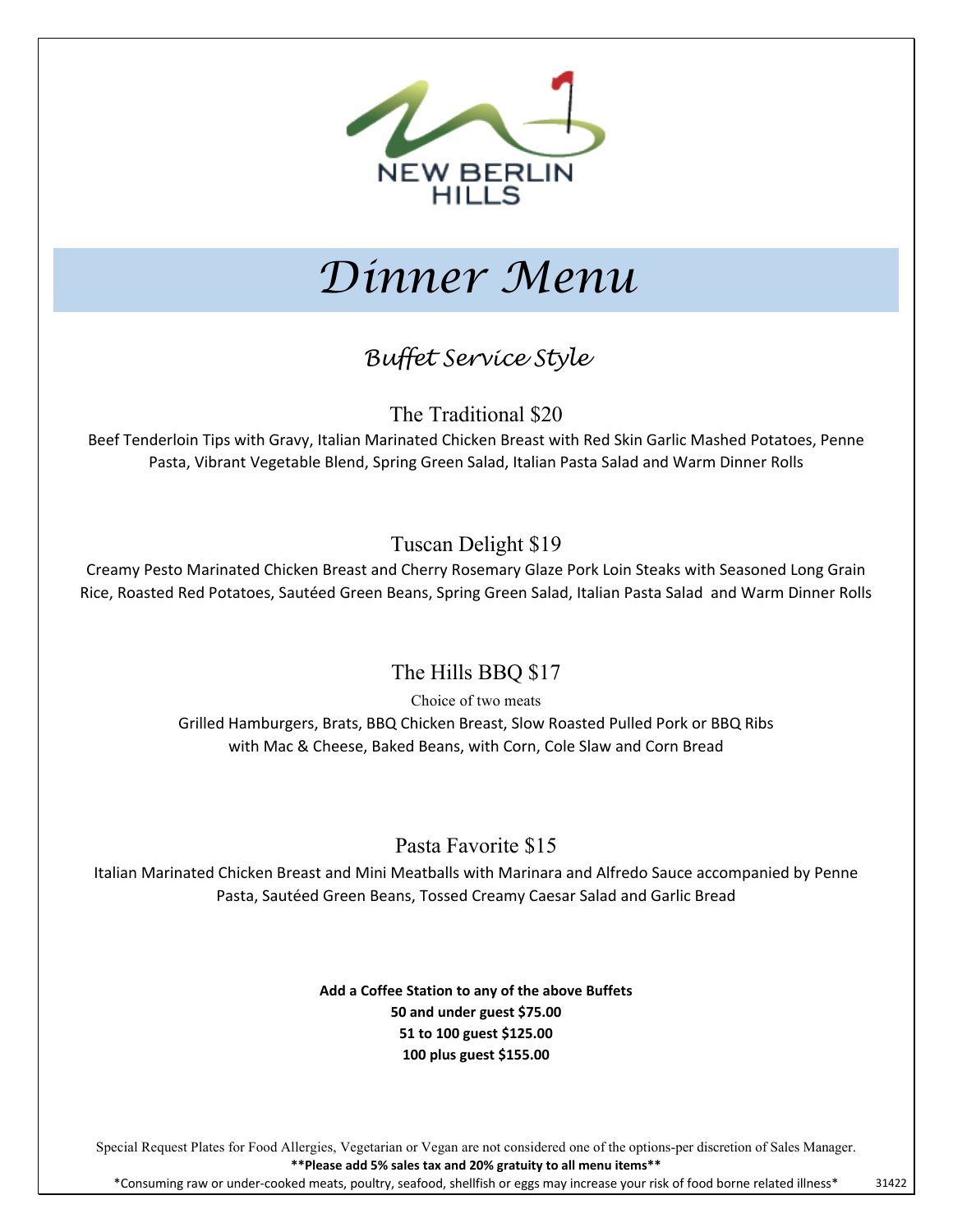NEW BERLIN HILLS

# Dinner Menu

## *Buffet Service Style*

### The Traditional $20

Beef Tenderloin Tips with Gravy, Italian Marinated Chicken Breast with Red Skin Garlic Mashed Potatoes, Penne Pasta, Vibrant Vegetable Blend, Spring Green Salad, Italian Pasta Salad and Warm Dinner Rolls

### Tuscan Delight $19

Creamy Pesto Marinated Chicken Breast and Cherry Rosemary Glaze Pork Loin Steaks with Seasoned Long Grain Rice, Roasted Red Potatoes, Sautéed Green Beans, Spring Green Salad, Italian Pasta Salad and Warm Dinner Rolls

### The Hills BBQ $17

Choice of two meats

Grilled Hamburgers, Brats, BBQ Chicken Breast, Slow Roasted Pulled Pork or BBQ Ribs with Mac & Cheese, Baked Beans, with Corn, Cole Slaw and Corn Bread

### Pasta Favorite $15

Italian Marinated Chicken Breast and Mini Meatballs with Marinara and Alfredo Sauce accompanied by Penne Pasta, Sautéed Green Beans, Tossed Creamy Caesar Salad and Garlic Bread

**Add a Coffee Station to any of the above Buffets**
**50 and under guest $75.00**
**51 to 100 guest $125.00**
**100 plus guest $155.00**

Special Request Plates for Food Allergies, Vegetarian or Vegan are not considered one of the options-per discretion of Sales Manager.

****Please add 5% sales tax and 20% gratuity to all menu items****

*Consuming raw or under-cooked meats, poultry, seafood, shellfish or eggs may increase your risk of food borne related illness*

31422